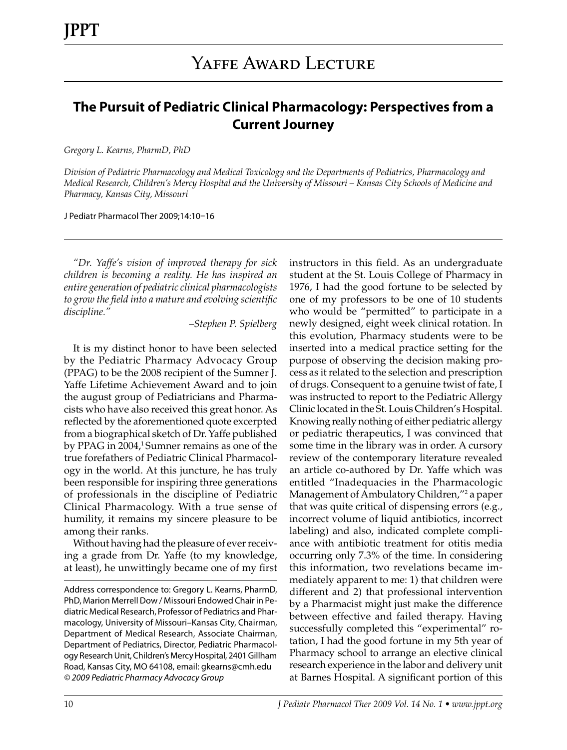# Yaffe Award Lecture

## The Pursuit of Pediatric Clinical Pharmacology: Perspectives from a Current Journey

*Gregory L. Kearns, PharmD, PhD*

*Division of Pediatric Pharmacology and Medical Toxicology and the Departments of Pediatrics, Pharmacology and Medical Research, Children's Mercy Hospital and the University of Missouri – Kansas City Schools of Medicine and Pharmacy, Kansas City, Missouri*

J Pediatr Pharmacol Ther 2009;14:10–16

---

*"Dr. Yaffe's vision of improved therapy for sick children is becoming a reality. He has inspired an entire generation of pediatric clinical pharmacologists to grow the field into a mature and evolving scientific discipline."*

–*Stephen P. Spielberg*

It is my distinct honor to have been selected by the Pediatric Pharmacy Advocacy Group (PPAG) to be the 2008 recipient of the Sumner J. Yaffe Lifetime Achievement Award and to join the august group of Pediatricians and Pharmacists who have also received this great honor. As reflected by the aforementioned quote excerpted from a biographical sketch of Dr. Yaffe published by PPAG in 2004,[1] Sumner remains as one of the true forefathers of Pediatric Clinical Pharmacology in the world. At this juncture, he has truly been responsible for inspiring three generations of professionals in the discipline of Pediatric Clinical Pharmacology. With a true sense of humility, it remains my sincere pleasure to be among their ranks.

Without having had the pleasure of ever receiving a grade from Dr. Yaffe (to my knowledge, at least), he unwittingly became one of my first instructors in this field. As an undergraduate student at the St. Louis College of Pharmacy in 1976, I had the good fortune to be selected by one of my professors to be one of 10 students who would be "permitted" to participate in a newly designed, eight week clinical rotation. In this evolution, Pharmacy students were to be inserted into a medical practice setting for the purpose of observing the decision making process as it related to the selection and prescription of drugs. Consequent to a genuine twist of fate, I was instructed to report to the Pediatric Allergy Clinic located in the St. Louis Children's Hospital. Knowing really nothing of either pediatric allergy or pediatric therapeutics, I was convinced that some time in the library was in order. A cursory review of the contemporary literature revealed an article co-authored by Dr. Yaffe which was entitled "Inadequacies in the Pharmacologic Management of Ambulatory Children,"[2] a paper that was quite critical of dispensing errors (e.g., incorrect volume of liquid antibiotics, incorrect labeling) and also, indicated complete compliance with antibiotic treatment for otitis media occurring only 7.3% of the time. In considering this information, two revelations became immediately apparent to me: 1) that children were different and 2) that professional intervention by a Pharmacist might just make the difference between effective and failed therapy. Having successfully completed this "experimental" rotation, I had the good fortune in my 5th year of Pharmacy school to arrange an elective clinical research experience in the labor and delivery unit at Barnes Hospital. A significant portion of this

---

Address correspondence to: Gregory L. Kearns, PharmD, PhD, Marion Merrell Dow / Missouri Endowed Chair in Pediatric Medical Research, Professor of Pediatrics and Pharmacology, University of Missouri–Kansas City, Chairman, Department of Medical Research, Associate Chairman, Department of Pediatrics, Director, Pediatric Pharmacology Research Unit, Children's Mercy Hospital, 2401 Gillham Road, Kansas City, MO 64108, email: gkearns@cmh.edu
*© 2009 Pediatric Pharmacy Advocacy Group*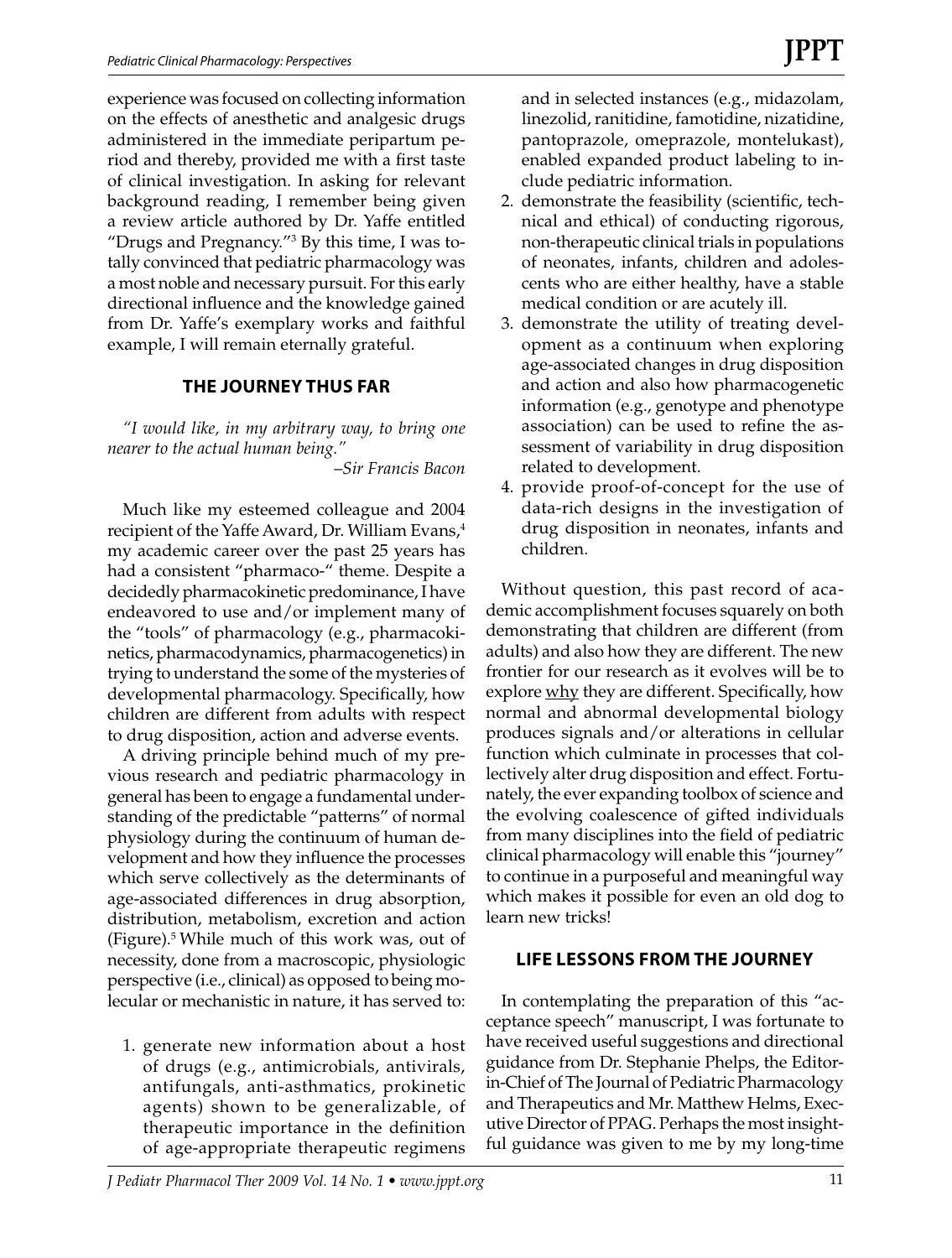experience was focused on collecting information on the effects of anesthetic and analgesic drugs administered in the immediate peripartum period and thereby, provided me with a first taste of clinical investigation. In asking for relevant background reading, I remember being given a review article authored by Dr. Yaffe entitled "Drugs and Pregnancy."[3] By this time, I was totally convinced that pediatric pharmacology was a most noble and necessary pursuit. For this early directional influence and the knowledge gained from Dr. Yaffe's exemplary works and faithful example, I will remain eternally grateful.

## THE JOURNEY THUS FAR

*"I would like, in my arbitrary way, to bring one nearer to the actual human being."*

*–Sir Francis Bacon*

Much like my esteemed colleague and 2004 recipient of the Yaffe Award, Dr. William Evans,[4] my academic career over the past 25 years has had a consistent "pharmaco-" theme. Despite a decidedly pharmacokinetic predominance, I have endeavored to use and/or implement many of the "tools" of pharmacology (e.g., pharmacokinetics, pharmacodynamics, pharmacogenetics) in trying to understand the some of the mysteries of developmental pharmacology. Specifically, how children are different from adults with respect to drug disposition, action and adverse events.

A driving principle behind much of my previous research and pediatric pharmacology in general has been to engage a fundamental understanding of the predictable "patterns" of normal physiology during the continuum of human development and how they influence the processes which serve collectively as the determinants of age-associated differences in drug absorption, distribution, metabolism, excretion and action (Figure).[5] While much of this work was, out of necessity, done from a macroscopic, physiologic perspective (i.e., clinical) as opposed to being molecular or mechanistic in nature, it has served to:

1. generate new information about a host of drugs (e.g., antimicrobials, antivirals, antifungals, anti-asthmatics, prokinetic agents) shown to be generalizable, of therapeutic importance in the definition of age-appropriate therapeutic regimens and in selected instances (e.g., midazolam, linezolid, ranitidine, famotidine, nizatidine, pantoprazole, omeprazole, montelukast), enabled expanded product labeling to include pediatric information.
2. demonstrate the feasibility (scientific, technical and ethical) of conducting rigorous, non-therapeutic clinical trials in populations of neonates, infants, children and adolescents who are either healthy, have a stable medical condition or are acutely ill.
3. demonstrate the utility of treating development as a continuum when exploring age-associated changes in drug disposition and action and also how pharmacogenetic information (e.g., genotype and phenotype association) can be used to refine the assessment of variability in drug disposition related to development.
4. provide proof-of-concept for the use of data-rich designs in the investigation of drug disposition in neonates, infants and children.

Without question, this past record of academic accomplishment focuses squarely on both demonstrating that children are different (from adults) and also how they are different. The new frontier for our research as it evolves will be to explore <u>why</u> they are different. Specifically, how normal and abnormal developmental biology produces signals and/or alterations in cellular function which culminate in processes that collectively alter drug disposition and effect. Fortunately, the ever expanding toolbox of science and the evolving coalescence of gifted individuals from many disciplines into the field of pediatric clinical pharmacology will enable this "journey" to continue in a purposeful and meaningful way which makes it possible for even an old dog to learn new tricks!

## LIFE LESSONS FROM THE JOURNEY

In contemplating the preparation of this "acceptance speech" manuscript, I was fortunate to have received useful suggestions and directional guidance from Dr. Stephanie Phelps, the Editor-in-Chief of The Journal of Pediatric Pharmacology and Therapeutics and Mr. Matthew Helms, Executive Director of PPAG. Perhaps the most insightful guidance was given to me by my long-time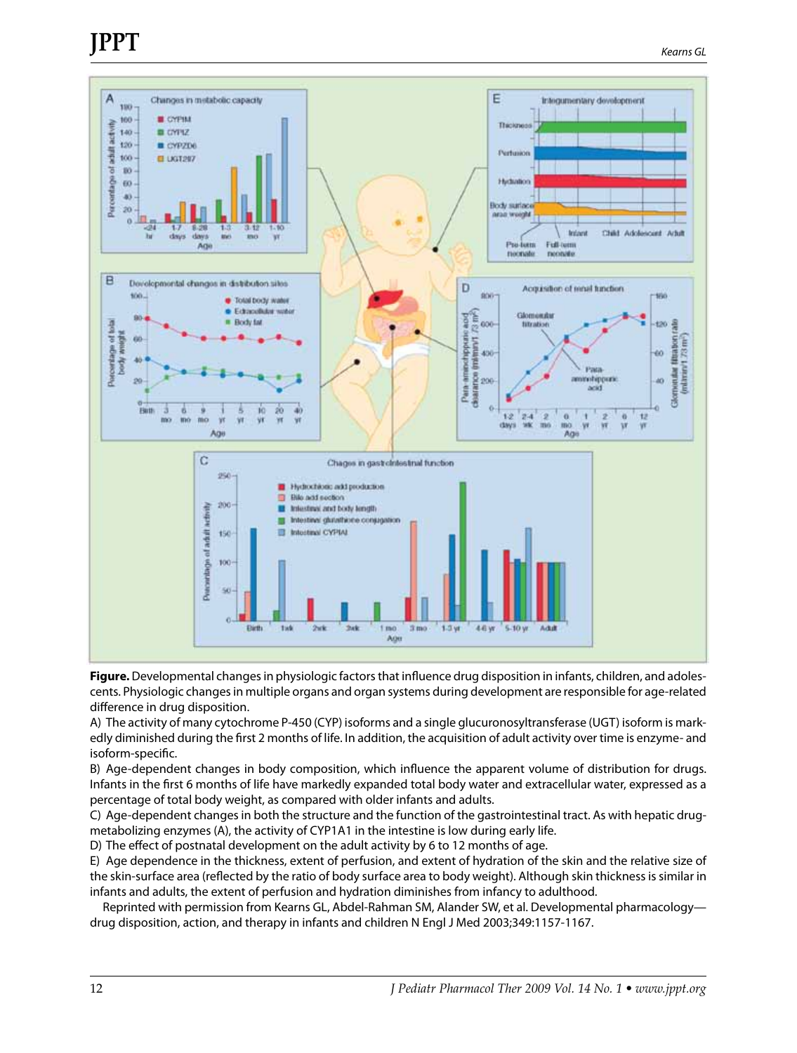**Figure.** Developmental changes in physiologic factors that influence drug disposition in infants, children, and adolescents. Physiologic changes in multiple organs and organ systems during development are responsible for age-related difference in drug disposition.

A) The activity of many cytochrome P-450 (CYP) isoforms and a single glucuronosyltransferase (UGT) isoform is markedly diminished during the first 2 months of life. In addition, the acquisition of adult activity over time is enzyme- and isoform-specific.

B) Age-dependent changes in body composition, which influence the apparent volume of distribution for drugs. Infants in the first 6 months of life have markedly expanded total body water and extracellular water, expressed as a percentage of total body weight, as compared with older infants and adults.

C) Age-dependent changes in both the structure and the function of the gastrointestinal tract. As with hepatic drug-metabolizing enzymes (A), the activity of CYP1A1 in the intestine is low during early life.

D) The effect of postnatal development on the adult activity by 6 to 12 months of age.

E) Age dependence in the thickness, extent of perfusion, and extent of hydration of the skin and the relative size of the skin-surface area (reflected by the ratio of body surface area to body weight). Although skin thickness is similar in infants and adults, the extent of perfusion and hydration diminishes from infancy to adulthood.

Reprinted with permission from Kearns GL, Abdel-Rahman SM, Alander SW, et al. Developmental pharmacology—drug disposition, action, and therapy in infants and children N Engl J Med 2003;349:1157-1167.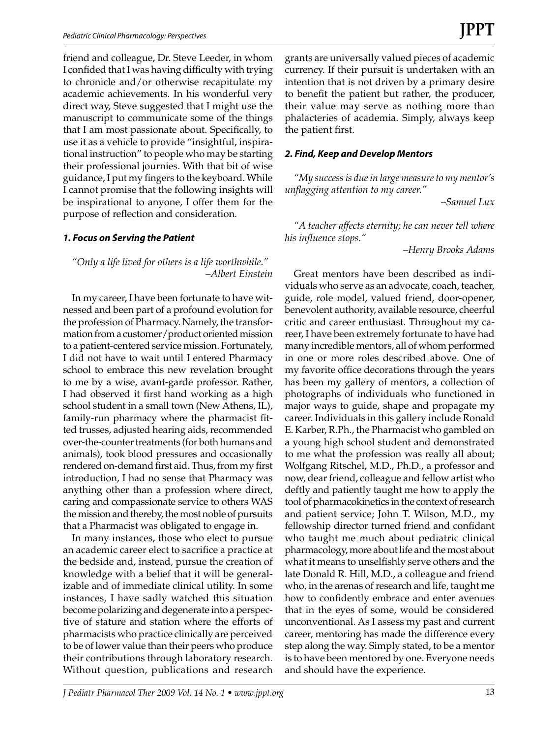friend and colleague, Dr. Steve Leeder, in whom I confided that I was having difficulty with trying to chronicle and/or otherwise recapitulate my academic achievements. In his wonderful very direct way, Steve suggested that I might use the manuscript to communicate some of the things that I am most passionate about. Specifically, to use it as a vehicle to provide "insightful, inspirational instruction" to people who may be starting their professional journies. With that bit of wise guidance, I put my fingers to the keyboard. While I cannot promise that the following insights will be inspirational to anyone, I offer them for the purpose of reflection and consideration.

### *1. Focus on Serving the Patient*

*"Only a life lived for others is a life worthwhile."*
*–Albert Einstein*

In my career, I have been fortunate to have witnessed and been part of a profound evolution for the profession of Pharmacy. Namely, the transformation from a customer/product oriented mission to a patient-centered service mission. Fortunately, I did not have to wait until I entered Pharmacy school to embrace this new revelation brought to me by a wise, avant-garde professor. Rather, I had observed it first hand working as a high school student in a small town (New Athens, IL), family-run pharmacy where the pharmacist fitted trusses, adjusted hearing aids, recommended over-the-counter treatments (for both humans and animals), took blood pressures and occasionally rendered on-demand first aid. Thus, from my first introduction, I had no sense that Pharmacy was anything other than a profession where direct, caring and compassionate service to others WAS the mission and thereby, the most noble of pursuits that a Pharmacist was obligated to engage in.

In many instances, those who elect to pursue an academic career elect to sacrifice a practice at the bedside and, instead, pursue the creation of knowledge with a belief that it will be generalizable and of immediate clinical utility. In some instances, I have sadly watched this situation become polarizing and degenerate into a perspective of stature and station where the efforts of pharmacists who practice clinically are perceived to be of lower value than their peers who produce their contributions through laboratory research. Without question, publications and research grants are universally valued pieces of academic currency. If their pursuit is undertaken with an intention that is not driven by a primary desire to benefit the patient but rather, the producer, their value may serve as nothing more than phalacteries of academia. Simply, always keep the patient first.

### *2. Find, Keep and Develop Mentors*

*"My success is due in large measure to my mentor's unflagging attention to my career."*
*–Samuel Lux*

*"A teacher affects eternity; he can never tell where his influence stops."*
*–Henry Brooks Adams*

Great mentors have been described as individuals who serve as an advocate, coach, teacher, guide, role model, valued friend, door-opener, benevolent authority, available resource, cheerful critic and career enthusiast. Throughout my career, I have been extremely fortunate to have had many incredible mentors, all of whom performed in one or more roles described above. One of my favorite office decorations through the years has been my gallery of mentors, a collection of photographs of individuals who functioned in major ways to guide, shape and propagate my career. Individuals in this gallery include Ronald E. Karber, R.Ph., the Pharmacist who gambled on a young high school student and demonstrated to me what the profession was really all about; Wolfgang Ritschel, M.D., Ph.D., a professor and now, dear friend, colleague and fellow artist who deftly and patiently taught me how to apply the tool of pharmacokinetics in the context of research and patient service; John T. Wilson, M.D., my fellowship director turned friend and confidant who taught me much about pediatric clinical pharmacology, more about life and the most about what it means to unselfishly serve others and the late Donald R. Hill, M.D., a colleague and friend who, in the arenas of research and life, taught me how to confidently embrace and enter avenues that in the eyes of some, would be considered unconventional. As I assess my past and current career, mentoring has made the difference every step along the way. Simply stated, to be a mentor is to have been mentored by one. Everyone needs and should have the experience.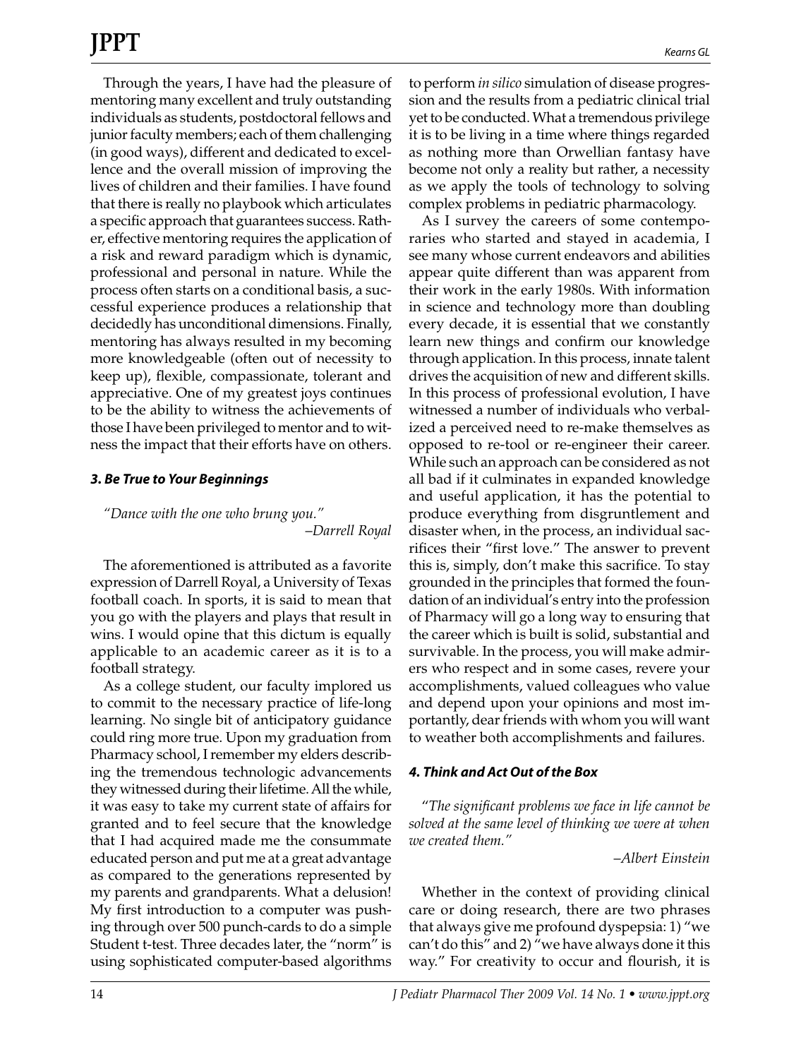Through the years, I have had the pleasure of mentoring many excellent and truly outstanding individuals as students, postdoctoral fellows and junior faculty members; each of them challenging (in good ways), different and dedicated to excellence and the overall mission of improving the lives of children and their families. I have found that there is really no playbook which articulates a specific approach that guarantees success. Rather, effective mentoring requires the application of a risk and reward paradigm which is dynamic, professional and personal in nature. While the process often starts on a conditional basis, a successful experience produces a relationship that decidedly has unconditional dimensions. Finally, mentoring has always resulted in my becoming more knowledgeable (often out of necessity to keep up), flexible, compassionate, tolerant and appreciative. One of my greatest joys continues to be the ability to witness the achievements of those I have been privileged to mentor and to witness the impact that their efforts have on others.

### *3. Be True to Your Beginnings*

*"Dance with the one who brung you."*

*–Darrell Royal*

The aforementioned is attributed as a favorite expression of Darrell Royal, a University of Texas football coach. In sports, it is said to mean that you go with the players and plays that result in wins. I would opine that this dictum is equally applicable to an academic career as it is to a football strategy.

As a college student, our faculty implored us to commit to the necessary practice of life-long learning. No single bit of anticipatory guidance could ring more true. Upon my graduation from Pharmacy school, I remember my elders describing the tremendous technologic advancements they witnessed during their lifetime. All the while, it was easy to take my current state of affairs for granted and to feel secure that the knowledge that I had acquired made me the consummate educated person and put me at a great advantage as compared to the generations represented by my parents and grandparents. What a delusion! My first introduction to a computer was pushing through over 500 punch-cards to do a simple Student t-test. Three decades later, the "norm" is using sophisticated computer-based algorithms to perform *in silico* simulation of disease progression and the results from a pediatric clinical trial yet to be conducted. What a tremendous privilege it is to be living in a time where things regarded as nothing more than Orwellian fantasy have become not only a reality but rather, a necessity as we apply the tools of technology to solving complex problems in pediatric pharmacology.

As I survey the careers of some contemporaries who started and stayed in academia, I see many whose current endeavors and abilities appear quite different than was apparent from their work in the early 1980s. With information in science and technology more than doubling every decade, it is essential that we constantly learn new things and confirm our knowledge through application. In this process, innate talent drives the acquisition of new and different skills. In this process of professional evolution, I have witnessed a number of individuals who verbalized a perceived need to re-make themselves as opposed to re-tool or re-engineer their career. While such an approach can be considered as not all bad if it culminates in expanded knowledge and useful application, it has the potential to produce everything from disgruntlement and disaster when, in the process, an individual sacrifices their "first love." The answer to prevent this is, simply, don't make this sacrifice. To stay grounded in the principles that formed the foundation of an individual's entry into the profession of Pharmacy will go a long way to ensuring that the career which is built is solid, substantial and survivable. In the process, you will make admirers who respect and in some cases, revere your accomplishments, valued colleagues who value and depend upon your opinions and most importantly, dear friends with whom you will want to weather both accomplishments and failures.

### *4. Think and Act Out of the Box*

*"The significant problems we face in life cannot be solved at the same level of thinking we were at when we created them."*

*–Albert Einstein*

Whether in the context of providing clinical care or doing research, there are two phrases that always give me profound dyspepsia: 1) "we can't do this" and 2) "we have always done it this way." For creativity to occur and flourish, it is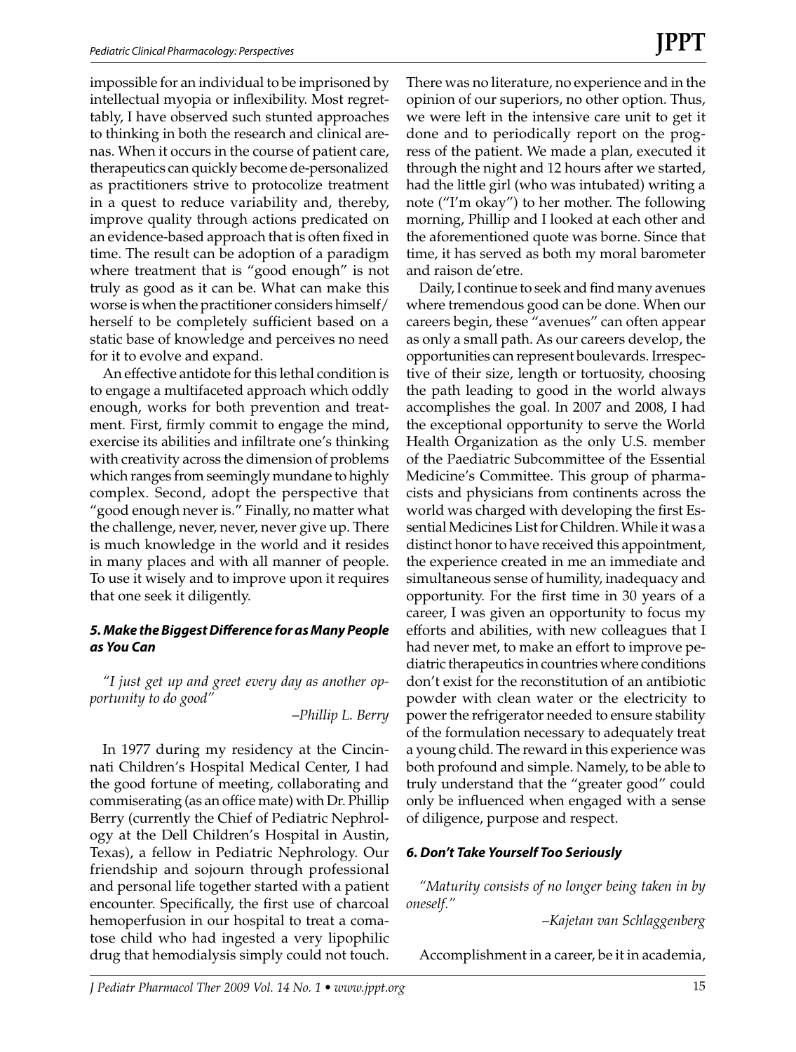impossible for an individual to be imprisoned by intellectual myopia or inflexibility. Most regrettably, I have observed such stunted approaches to thinking in both the research and clinical arenas. When it occurs in the course of patient care, therapeutics can quickly become de-personalized as practitioners strive to protocolize treatment in a quest to reduce variability and, thereby, improve quality through actions predicated on an evidence-based approach that is often fixed in time. The result can be adoption of a paradigm where treatment that is "good enough" is not truly as good as it can be. What can make this worse is when the practitioner considers himself/herself to be completely sufficient based on a static base of knowledge and perceives no need for it to evolve and expand.

An effective antidote for this lethal condition is to engage a multifaceted approach which oddly enough, works for both prevention and treatment. First, firmly commit to engage the mind, exercise its abilities and infiltrate one's thinking with creativity across the dimension of problems which ranges from seemingly mundane to highly complex. Second, adopt the perspective that "good enough never is." Finally, no matter what the challenge, never, never, never give up. There is much knowledge in the world and it resides in many places and with all manner of people. To use it wisely and to improve upon it requires that one seek it diligently.

### *5. Make the Biggest Difference for as Many People as You Can*

*"I just get up and greet every day as another opportunity to do good"*

*–Phillip L. Berry*

In 1977 during my residency at the Cincinnati Children's Hospital Medical Center, I had the good fortune of meeting, collaborating and commiserating (as an office mate) with Dr. Phillip Berry (currently the Chief of Pediatric Nephrology at the Dell Children's Hospital in Austin, Texas), a fellow in Pediatric Nephrology. Our friendship and sojourn through professional and personal life together started with a patient encounter. Specifically, the first use of charcoal hemoperfusion in our hospital to treat a comatose child who had ingested a very lipophilic drug that hemodialysis simply could not touch. There was no literature, no experience and in the opinion of our superiors, no other option. Thus, we were left in the intensive care unit to get it done and to periodically report on the progress of the patient. We made a plan, executed it through the night and 12 hours after we started, had the little girl (who was intubated) writing a note ("I'm okay") to her mother. The following morning, Phillip and I looked at each other and the aforementioned quote was borne. Since that time, it has served as both my moral barometer and raison de'etre.

Daily, I continue to seek and find many avenues where tremendous good can be done. When our careers begin, these "avenues" can often appear as only a small path. As our careers develop, the opportunities can represent boulevards. Irrespective of their size, length or tortuosity, choosing the path leading to good in the world always accomplishes the goal. In 2007 and 2008, I had the exceptional opportunity to serve the World Health Organization as the only U.S. member of the Paediatric Subcommittee of the Essential Medicine's Committee. This group of pharmacists and physicians from continents across the world was charged with developing the first Essential Medicines List for Children. While it was a distinct honor to have received this appointment, the experience created in me an immediate and simultaneous sense of humility, inadequacy and opportunity. For the first time in 30 years of a career, I was given an opportunity to focus my efforts and abilities, with new colleagues that I had never met, to make an effort to improve pediatric therapeutics in countries where conditions don't exist for the reconstitution of an antibiotic powder with clean water or the electricity to power the refrigerator needed to ensure stability of the formulation necessary to adequately treat a young child. The reward in this experience was both profound and simple. Namely, to be able to truly understand that the "greater good" could only be influenced when engaged with a sense of diligence, purpose and respect.

### *6. Don't Take Yourself Too Seriously*

*"Maturity consists of no longer being taken in by oneself."*

*–Kajetan van Schlaggenberg*

Accomplishment in a career, be it in academia,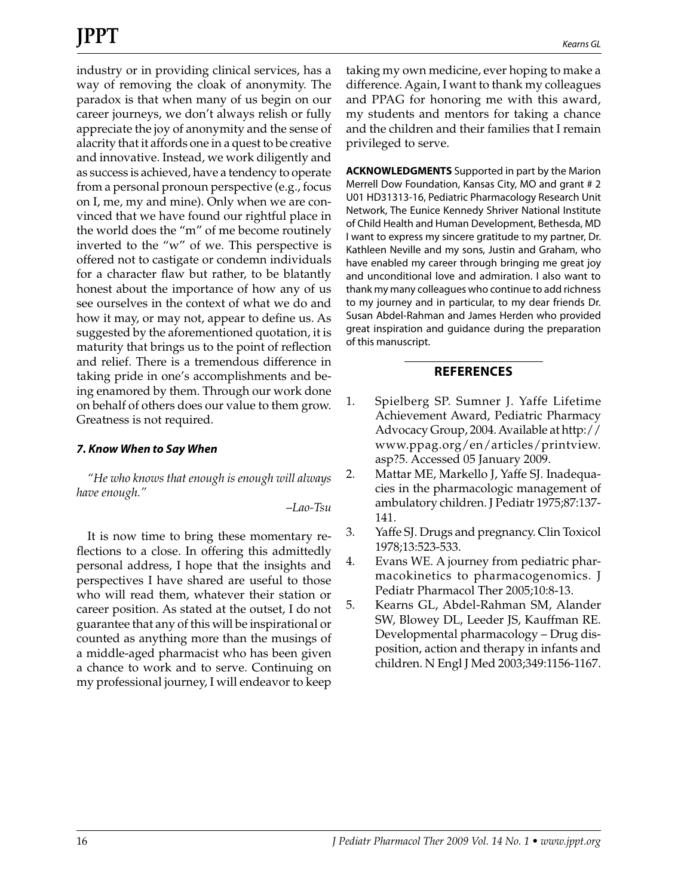industry or in providing clinical services, has a way of removing the cloak of anonymity. The paradox is that when many of us begin on our career journeys, we don't always relish or fully appreciate the joy of anonymity and the sense of alacrity that it affords one in a quest to be creative and innovative. Instead, we work diligently and as success is achieved, have a tendency to operate from a personal pronoun perspective (e.g., focus on I, me, my and mine). Only when we are convinced that we have found our rightful place in the world does the "m" of me become routinely inverted to the "w" of we. This perspective is offered not to castigate or condemn individuals for a character flaw but rather, to be blatantly honest about the importance of how any of us see ourselves in the context of what we do and how it may, or may not, appear to define us. As suggested by the aforementioned quotation, it is maturity that brings us to the point of reflection and relief. There is a tremendous difference in taking pride in one's accomplishments and being enamored by them. Through our work done on behalf of others does our value to them grow. Greatness is not required.

### *7. Know When to Say When*

*"He who knows that enough is enough will always have enough."*

*–Lao-Tsu*

It is now time to bring these momentary reflections to a close. In offering this admittedly personal address, I hope that the insights and perspectives I have shared are useful to those who will read them, whatever their station or career position. As stated at the outset, I do not guarantee that any of this will be inspirational or counted as anything more than the musings of a middle-aged pharmacist who has been given a chance to work and to serve. Continuing on my professional journey, I will endeavor to keep taking my own medicine, ever hoping to make a difference. Again, I want to thank my colleagues and PPAG for honoring me with this award, my students and mentors for taking a chance and the children and their families that I remain privileged to serve.

**ACKNOWLEDGMENTS** Supported in part by the Marion Merrell Dow Foundation, Kansas City, MO and grant # 2 U01 HD31313-16, Pediatric Pharmacology Research Unit Network, The Eunice Kennedy Shriver National Institute of Child Health and Human Development, Bethesda, MD I want to express my sincere gratitude to my partner, Dr. Kathleen Neville and my sons, Justin and Graham, who have enabled my career through bringing me great joy and unconditional love and admiration. I also want to thank my many colleagues who continue to add richness to my journey and in particular, to my dear friends Dr. Susan Abdel-Rahman and James Herden who provided great inspiration and guidance during the preparation of this manuscript.

## REFERENCES

1. Spielberg SP. Sumner J. Yaffe Lifetime Achievement Award, Pediatric Pharmacy Advocacy Group, 2004. Available at http://www.ppag.org/en/articles/printview.asp?5. Accessed 05 January 2009.
2. Mattar ME, Markello J, Yaffe SJ. Inadequacies in the pharmacologic management of ambulatory children. J Pediatr 1975;87:137-141.
3. Yaffe SJ. Drugs and pregnancy. Clin Toxicol 1978;13:523-533.
4. Evans WE. A journey from pediatric pharmacokinetics to pharmacogenomics. J Pediatr Pharmacol Ther 2005;10:8-13.
5. Kearns GL, Abdel-Rahman SM, Alander SW, Blowey DL, Leeder JS, Kauffman RE. Developmental pharmacology – Drug disposition, action and therapy in infants and children. N Engl J Med 2003;349:1156-1167.